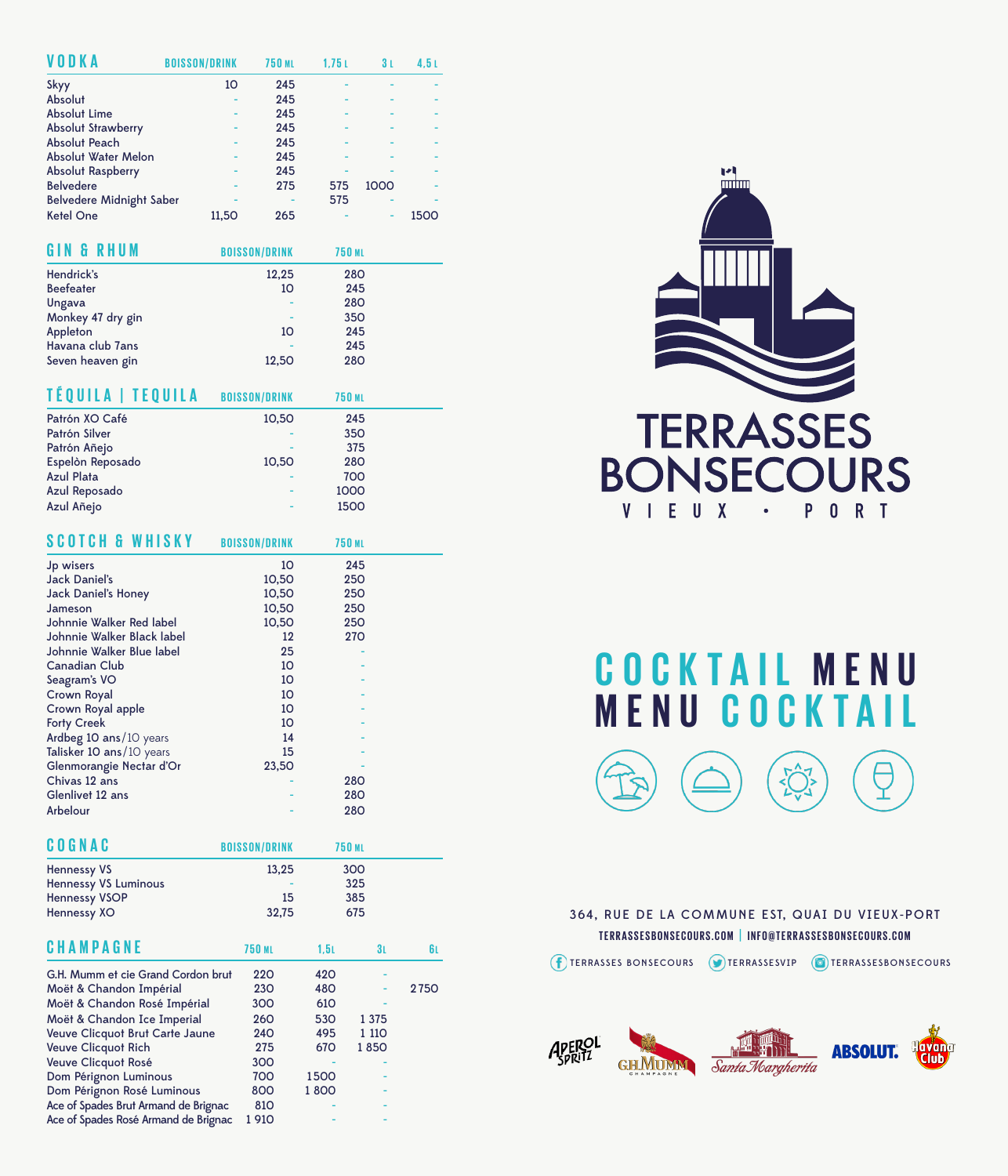## VODKA

| | BOISSON/DRINK | 750 ML | 1,75 L | 3 L | 4,5 L |
|---|---|---|---|---|---|
| Skyy | 10 | 245 | - | - | - |
| Absolut | - | 245 | - | - | - |
| Absolut Lime | - | 245 | - | - | - |
| Absolut Strawberry | - | 245 | - | - | - |
| Absolut Peach | - | 245 | - | - | - |
| Absolut Water Melon | - | 245 | - | - | - |
| Absolut Raspberry | - | 245 | - | - | - |
| Belvedere | - | 275 | 575 | 1000 | - |
| Belvedere Midnight Saber | - | - | 575 | - | - |
| Ketel One | 11,50 | 265 | - | - | 1500 |

## GIN & RHUM

| | BOISSON/DRINK | 750 ML |
|---|---|---|
| Hendrick's | 12,25 | 280 |
| Beefeater | 10 | 245 |
| Ungava | - | 280 |
| Monkey 47 dry gin | - | 350 |
| Appleton | 10 | 245 |
| Havana club 7ans | - | 245 |
| Seven heaven gin | 12,50 | 280 |

## TÉQUILA | TEQUILA

| | BOISSON/DRINK | 750 ML |
|---|---|---|
| Patrón XO Café | 10,50 | 245 |
| Patrón Silver | - | 350 |
| Patrón Añejo | - | 375 |
| Espelòn Reposado | 10,50 | 280 |
| Azul Plata | - | 700 |
| Azul Reposado | - | 1000 |
| Azul Añejo | - | 1500 |

## SCOTCH & WHISKY

| | BOISSON/DRINK | 750 ML |
|---|---|---|
| Jp wisers | 10 | 245 |
| Jack Daniel's | 10,50 | 250 |
| Jack Daniel's Honey | 10,50 | 250 |
| Jameson | 10,50 | 250 |
| Johnnie Walker Red label | 10,50 | 250 |
| Johnnie Walker Black label | 12 | 270 |
| Johnnie Walker Blue label | 25 | - |
| Canadian Club | 10 | - |
| Seagram's VO | 10 | - |
| Crown Royal | 10 | - |
| Crown Royal apple | 10 | - |
| Forty Creek | 10 | - |
| Ardbeg 10 ans/10 years | 14 | - |
| Talisker 10 ans/10 years | 15 | - |
| Glenmorangie Nectar d'Or | 23,50 | - |
| Chivas 12 ans | - | 280 |
| Glenlivet 12 ans | - | 280 |
| Arbelour | - | 280 |

## COGNAC

| | BOISSON/DRINK | 750 ML |
|---|---|---|
| Hennessy VS | 13,25 | 300 |
| Hennessy VS Luminous | - | 325 |
| Hennessy VSOP | 15 | 385 |
| Hennessy XO | 32,75 | 675 |

## CHAMPAGNE

| | 750 ML | 1,5L | 3L | 6L |
|---|---|---|---|---|
| G.H. Mumm et cie Grand Cordon brut | 220 | 420 | - | |
| Moët & Chandon Impérial | 230 | 480 | - | 2750 |
| Moët & Chandon Rosé Impérial | 300 | 610 | - | |
| Moët & Chandon Ice Imperial | 260 | 530 | 1 375 | |
| Veuve Clicquot Brut Carte Jaune | 240 | 495 | 1 110 | |
| Veuve Clicquot Rich | 275 | 670 | 1 850 | |
| Veuve Clicquot Rosé | 300 | - | - | |
| Dom Pérignon Luminous | 700 | 1500 | - | |
| Dom Pérignon Rosé Luminous | 800 | 1 800 | - | |
| Ace of Spades Brut Armand de Brignac | 810 | - | - | |
| Ace of Spades Rosé Armand de Brignac | 1 910 | - | - | |

# TERRASSES BONSECOURS

VIEUX • PORT

# COCKTAIL MENU
# MENU COCKTAIL

364, RUE DE LA COMMUNE EST, QUAI DU VIEUX-PORT

TERRASSESBONSECOURS.COM | INFO@TERRASSESBONSECOURS.COM

TERRASSES BONSECOURS TERRASSESVIP TERRASSESBONSECOURS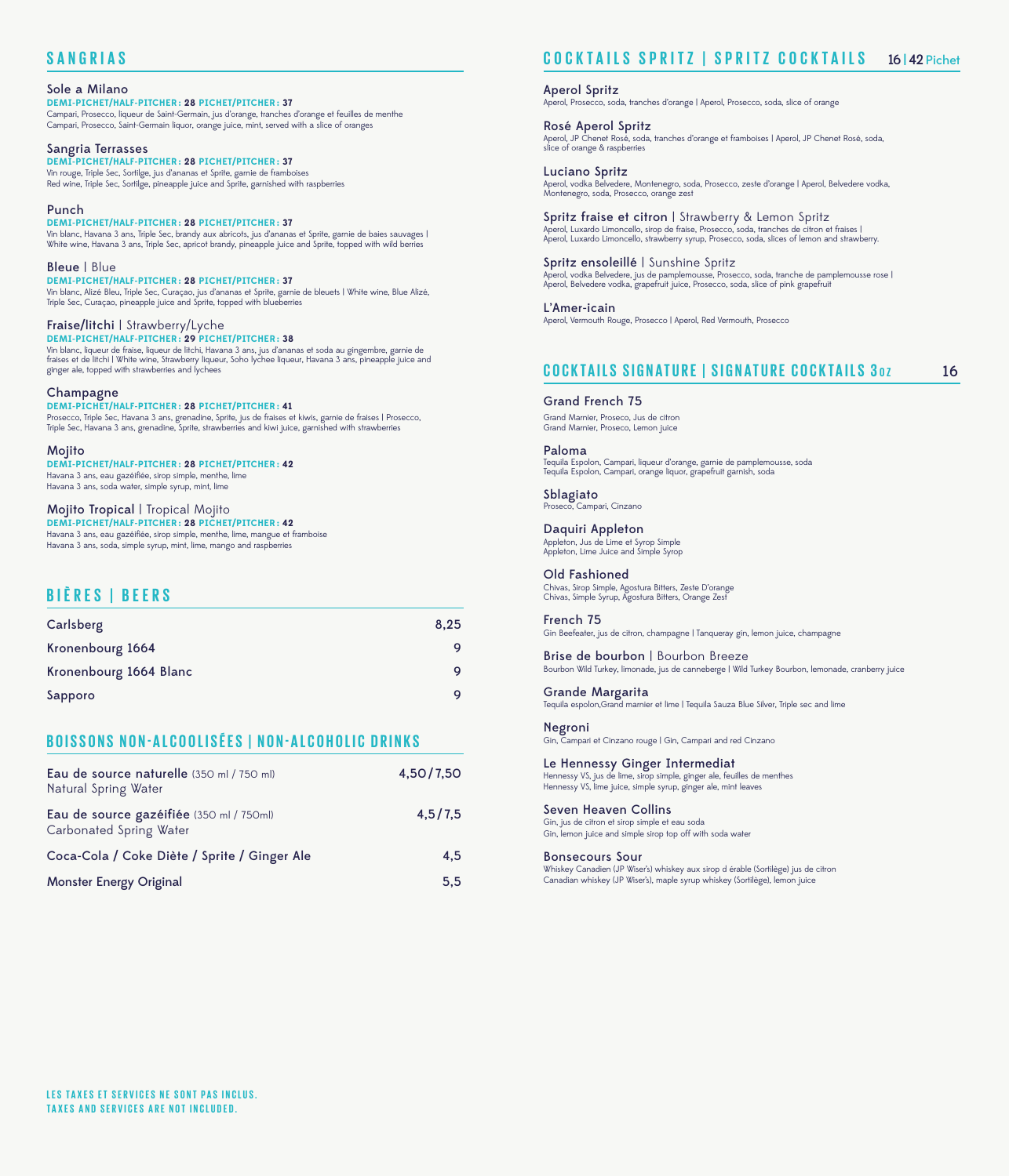## SANGRIAS

### Sole a Milano
**DEMI-PICHET/HALF-PITCHER : 28 PICHET/PITCHER : 37**
Campari, Prosecco, liqueur de Saint-Germain, jus d'orange, tranches d'orange et feuilles de menthe
Campari, Prosecco, Saint-Germain liquor, orange juice, mint, served with a slice of oranges

### Sangria Terrasses
**DEMI-PICHET/HALF-PITCHER : 28 PICHET/PITCHER : 37**
Vin rouge, Triple Sec, Sortilge, jus d'ananas et Sprite, garnie de framboises
Red wine, Triple Sec, Sortilge, pineapple juice and Sprite, garnished with raspberries

### Punch
**DEMI-PICHET/HALF-PITCHER : 28 PICHET/PITCHER : 37**
Vin blanc, Havana 3 ans, Triple Sec, brandy aux abricots, jus d'ananas et Sprite, garnie de baies sauvages | White wine, Havana 3 ans, Triple Sec, apricot brandy, pineapple juice and Sprite, topped with wild berries

### Bleue | Blue
**DEMI-PICHET/HALF-PITCHER : 28 PICHET/PITCHER : 37**
Vin blanc, Alizé Bleu, Triple Sec, Curaçao, jus d'ananas et Sprite, garnie de bleuets | White wine, Blue Alizé, Triple Sec, Curaçao, pineapple juice and Sprite, topped with blueberries

### Fraise/litchi | Strawberry/Lyche
**DEMI-PICHET/HALF-PITCHER : 29 PICHET/PITCHER : 38**
Vin blanc, liqueur de fraise, liqueur de litchi, Havana 3 ans, jus d'ananas et soda au gingembre, garnie de fraises et de litchi | White wine, Strawberry liqueur, Soho lychee liqueur, Havana 3 ans, pineapple juice and ginger ale, topped with strawberries and lychees

### Champagne
**DEMI-PICHET/HALF-PITCHER : 28 PICHET/PITCHER : 41**
Prosecco, Triple Sec, Havana 3 ans, grenadine, Sprite, jus de fraises et kiwis, garnie de fraises | Prosecco, Triple Sec, Havana 3 ans, grenadine, Sprite, strawberries and kiwi juice, garnished with strawberries

### Mojito
**DEMI-PICHET/HALF-PITCHER : 28 PICHET/PITCHER : 42**
Havana 3 ans, eau gazéifiée, sirop simple, menthe, lime
Havana 3 ans, soda water, simple syrup, mint, lime

### Mojito Tropical | Tropical Mojito
**DEMI-PICHET/HALF-PITCHER : 28 PICHET/PITCHER : 42**
Havana 3 ans, eau gazéifiée, sirop simple, menthe, lime, mangue et framboise
Havana 3 ans, soda, simple syrup, mint, lime, mango and raspberries

## BIÈRES | BEERS

| | |
|---|---|
| Carlsberg | 8,25 |
| Kronenbourg 1664 | 9 |
| Kronenbourg 1664 Blanc | 9 |
| Sapporo | 9 |

## BOISSONS NON-ALCOOLISÉES | NON-ALCOHOLIC DRINKS

| | |
|---|---|
| **Eau de source naturelle** (350 ml / 750 ml) Natural Spring Water | 4,50/7,50 |
| **Eau de source gazéifiée** (350 ml / 750ml) Carbonated Spring Water | 4,5/7,5 |
| **Coca-Cola / Coke Diète / Sprite / Ginger Ale** | 4,5 |
| **Monster Energy Original** | 5,5 |

## COCKTAILS SPRITZ | SPRITZ COCKTAILS — 16 | 42 Pichet

### Aperol Spritz
Aperol, Prosecco, soda, tranches d'orange | Aperol, Prosecco, soda, slice of orange

### Rosé Aperol Spritz
Aperol, JP Chenet Rosé, soda, tranches d'orange et framboises | Aperol, JP Chenet Rosé, soda, slice of orange & raspberries

### Luciano Spritz
Aperol, vodka Belvedere, Montenegro, soda, Prosecco, zeste d'orange | Aperol, Belvedere vodka, Montenegro, soda, Prosecco, orange zest

### Spritz fraise et citron | Strawberry & Lemon Spritz
Aperol, Luxardo Limoncello, sirop de fraise, Prosecco, soda, tranches de citron et fraises | Aperol, Luxardo Limoncello, strawberry syrup, Prosecco, soda, slices of lemon and strawberry.

### Spritz ensoleillé | Sunshine Spritz
Aperol, vodka Belvedere, jus de pamplemousse, Prosecco, soda, tranche de pamplemousse rose | Aperol, Belvedere vodka, grapefruit juice, Prosecco, soda, slice of pink grapefruit

### L'Amer-icain
Aperol, Vermouth Rouge, Prosecco | Aperol, Red Vermouth, Prosecco

## COCKTAILS SIGNATURE | SIGNATURE COCKTAILS 3oz — 16

### Grand French 75
Grand Marnier, Proseco, Jus de citron
Grand Marnier, Proseco, Lemon juice

### Paloma
Tequila Espolon, Campari, liqueur d'orange, garnie de pamplemousse, soda
Tequila Espolon, Campari, orange liquor, grapefruit garnish, soda

### Sblagiato
Proseco, Campari, Cinzano

### Daquiri Appleton
Appleton, Jus de Lime et Syrop Simple
Appleton, Lime Juice and Simple Syrop

### Old Fashioned
Chivas, Sirop Simple, Agostura Bitters, Zeste D'orange
Chivas, Simple Syrup, Agostura Bitters, Orange Zest

### French 75
Gin Beefeater, jus de citron, champagne | Tanqueray gin, lemon juice, champagne

### Brise de bourbon | Bourbon Breeze
Bourbon Wild Turkey, limonade, jus de canneberge | Wild Turkey Bourbon, lemonade, cranberry juice

### Grande Margarita
Tequila espolon,Grand marnier et lime | Tequila Sauza Blue Silver, Triple sec and lime

### Negroni
Gin, Campari et Cinzano rouge | Gin, Campari and red Cinzano

### Le Hennessy Ginger Intermediat
Hennessy VS, jus de lime, sirop simple, ginger ale, feuilles de menthes
Hennessy VS, lime juice, simple syrup, ginger ale, mint leaves

### Seven Heaven Collins
Gin, jus de citron et sirop simple et eau soda
Gin, lemon juice and simple sirop top off with soda water

### Bonsecours Sour
Whiskey Canadien (JP Wiser's) whiskey aux sirop d érable (Sortilège) jus de citron
Canadian whiskey (JP Wiser's), maple syrup whiskey (Sortilège), lemon juice

LES TAXES ET SERVICES NE SONT PAS INCLUS.
TAXES AND SERVICES ARE NOT INCLUDED.